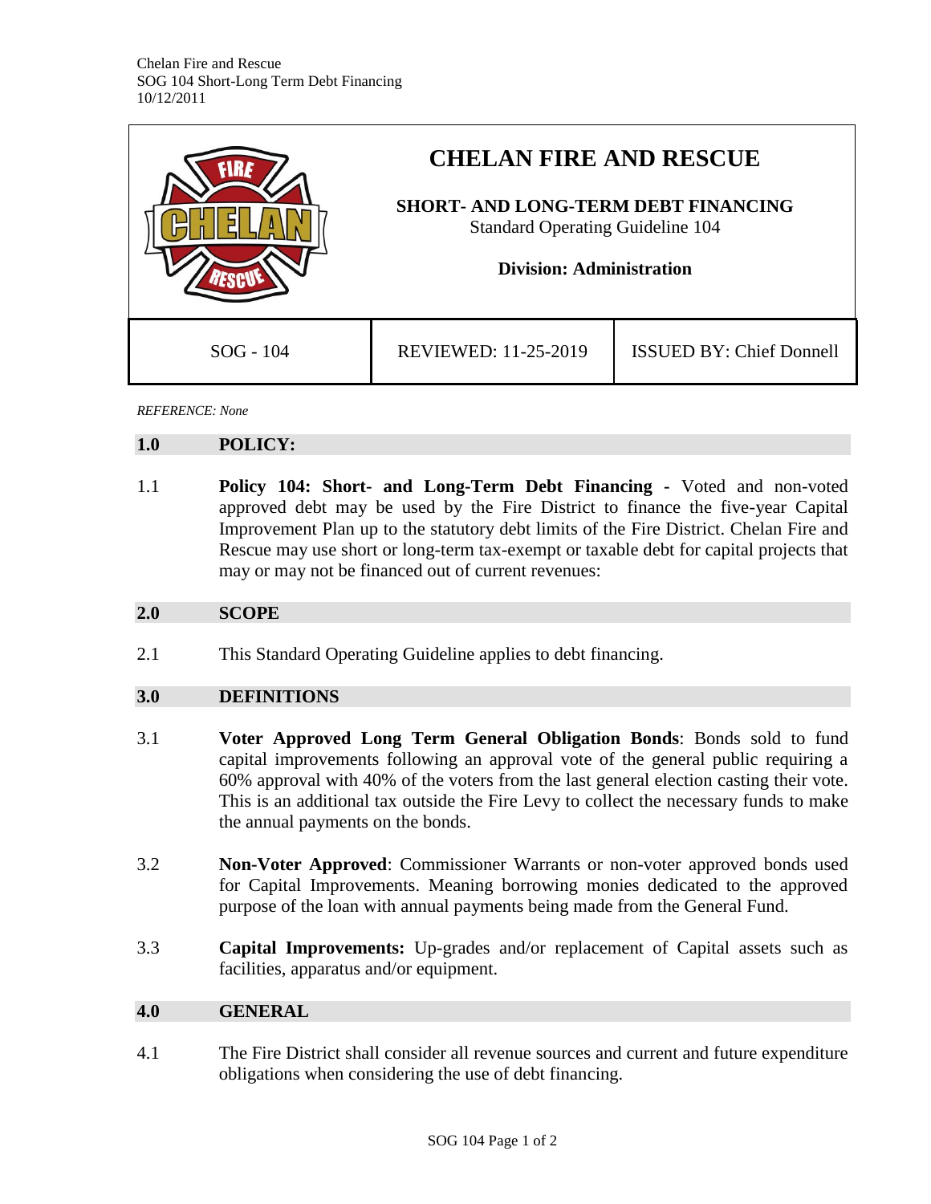# CHELAN FIRE AND RESCUE

## SHORT- AND LONG-TERM DEBT FINANCING

Standard Operating Guideline 104

**Division: Administration**

| SOG - 104 | REVIEWED: 11-25-2019 | ISSUED BY: Chief Donnell |
|---|---|---|

*REFERENCE: None*

## 1.0 POLICY:

1.1 **Policy 104: Short- and Long-Term Debt Financing -** Voted and non-voted approved debt may be used by the Fire District to finance the five-year Capital Improvement Plan up to the statutory debt limits of the Fire District. Chelan Fire and Rescue may use short or long-term tax-exempt or taxable debt for capital projects that may or may not be financed out of current revenues:

## 2.0 SCOPE

2.1 This Standard Operating Guideline applies to debt financing.

## 3.0 DEFINITIONS

3.1 **Voter Approved Long Term General Obligation Bonds**: Bonds sold to fund capital improvements following an approval vote of the general public requiring a 60% approval with 40% of the voters from the last general election casting their vote. This is an additional tax outside the Fire Levy to collect the necessary funds to make the annual payments on the bonds.

3.2 **Non-Voter Approved**: Commissioner Warrants or non-voter approved bonds used for Capital Improvements. Meaning borrowing monies dedicated to the approved purpose of the loan with annual payments being made from the General Fund.

3.3 **Capital Improvements:** Up-grades and/or replacement of Capital assets such as facilities, apparatus and/or equipment.

## 4.0 GENERAL

4.1 The Fire District shall consider all revenue sources and current and future expenditure obligations when considering the use of debt financing.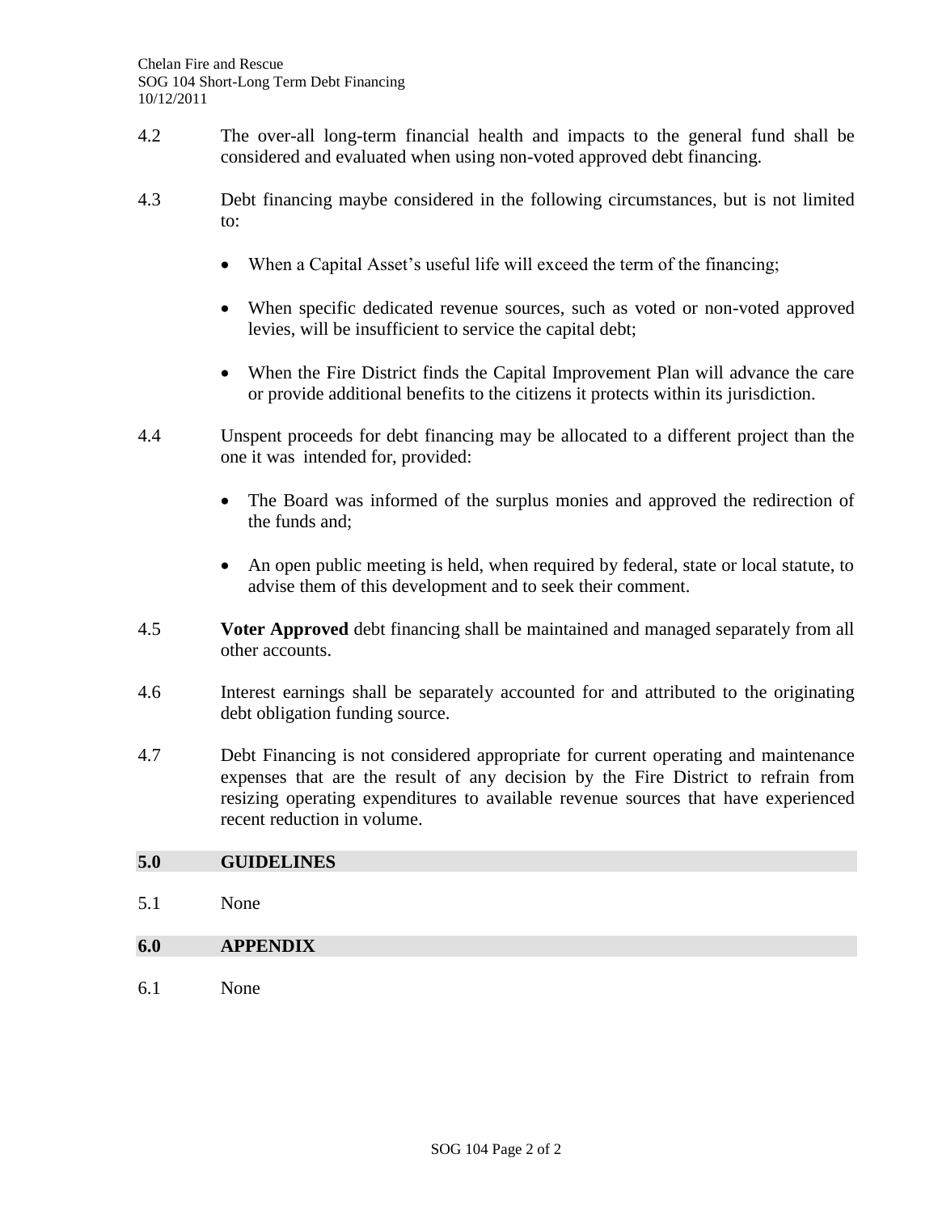4.2 The over-all long-term financial health and impacts to the general fund shall be considered and evaluated when using non-voted approved debt financing.

4.3 Debt financing maybe considered in the following circumstances, but is not limited to:

- When a Capital Asset's useful life will exceed the term of the financing;
- When specific dedicated revenue sources, such as voted or non-voted approved levies, will be insufficient to service the capital debt;
- When the Fire District finds the Capital Improvement Plan will advance the care or provide additional benefits to the citizens it protects within its jurisdiction.

4.4 Unspent proceeds for debt financing may be allocated to a different project than the one it was intended for, provided:

- The Board was informed of the surplus monies and approved the redirection of the funds and;
- An open public meeting is held, when required by federal, state or local statute, to advise them of this development and to seek their comment.

4.5 **Voter Approved** debt financing shall be maintained and managed separately from all other accounts.

4.6 Interest earnings shall be separately accounted for and attributed to the originating debt obligation funding source.

4.7 Debt Financing is not considered appropriate for current operating and maintenance expenses that are the result of any decision by the Fire District to refrain from resizing operating expenditures to available revenue sources that have experienced recent reduction in volume.

## 5.0 GUIDELINES

5.1 None

## 6.0 APPENDIX

6.1 None